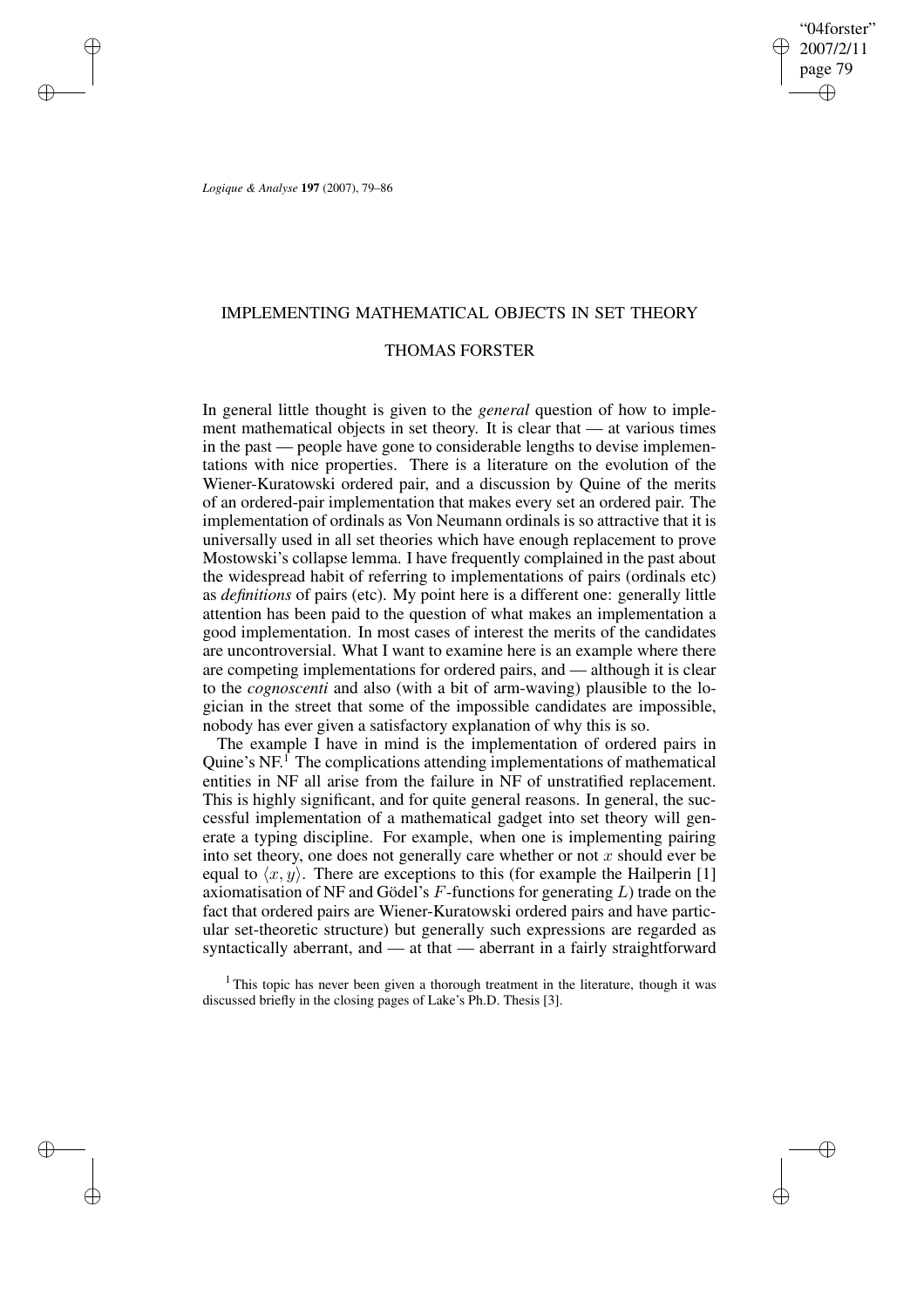# IMPLEMENTING MATHEMATICAL OBJECTS IN SET THEORY

## THOMAS FORSTER

In general little thought is given to the *general* question of how to implement mathematical objects in set theory. It is clear that — at various times in the past — people have gone to considerable lengths to devise implementations with nice properties. There is a literature on the evolution of the Wiener-Kuratowski ordered pair, and a discussion by Quine of the merits of an ordered-pair implementation that makes every set an ordered pair. The implementation of ordinals as Von Neumann ordinals is so attractive that it is universally used in all set theories which have enough replacement to prove Mostowski's collapse lemma. I have frequently complained in the past about the widespread habit of referring to implementations of pairs (ordinals etc) as *definitions* of pairs (etc). My point here is a different one: generally little attention has been paid to the question of what makes an implementation a good implementation. In most cases of interest the merits of the candidates are uncontroversial. What I want to examine here is an example where there are competing implementations for ordered pairs, and — although it is clear to the *cognoscenti* and also (with a bit of arm-waving) plausible to the logician in the street that some of the impossible candidates are impossible, nobody has ever given a satisfactory explanation of why this is so.

The example I have in mind is the implementation of ordered pairs in Quine's NF.[1] The complications attending implementations of mathematical entities in NF all arise from the failure in NF of unstratified replacement. This is highly significant, and for quite general reasons. In general, the successful implementation of a mathematical gadget into set theory will generate a typing discipline. For example, when one is implementing pairing into set theory, one does not generally care whether or not $x$ should ever be equal to $\langle x, y\rangle$. There are exceptions to this (for example the Hailperin [1] axiomatisation of NF and Gödel's $F$-functions for generating $L$) trade on the fact that ordered pairs are Wiener-Kuratowski ordered pairs and have particular set-theoretic structure) but generally such expressions are regarded as syntactically aberrant, and — at that — aberrant in a fairly straightforward

[1] This topic has never been given a thorough treatment in the literature, though it was discussed briefly in the closing pages of Lake's Ph.D. Thesis [3].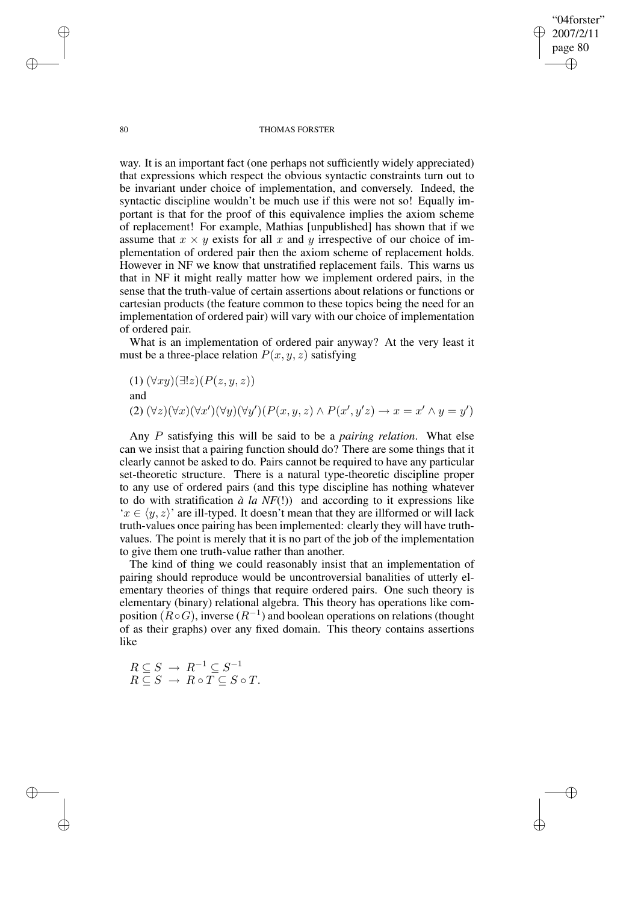way. It is an important fact (one perhaps not sufficiently widely appreciated) that expressions which respect the obvious syntactic constraints turn out to be invariant under choice of implementation, and conversely. Indeed, the syntactic discipline wouldn't be much use if this were not so! Equally important is that for the proof of this equivalence implies the axiom scheme of replacement! For example, Mathias [unpublished] has shown that if we assume that $x \times y$ exists for all $x$ and $y$ irrespective of our choice of implementation of ordered pair then the axiom scheme of replacement holds. However in NF we know that unstratified replacement fails. This warns us that in NF it might really matter how we implement ordered pairs, in the sense that the truth-value of certain assertions about relations or functions or cartesian products (the feature common to these topics being the need for an implementation of ordered pair) will vary with our choice of implementation of ordered pair.

What is an implementation of ordered pair anyway? At the very least it must be a three-place relation $P(x, y, z)$ satisfying

(1) $(\forall xy)(\exists! z)(P(z, y, z))$

and

(2) $(\forall z)(\forall x)(\forall x')(\forall y)(\forall y')(P(x, y, z) \wedge P(x', y'z) \rightarrow x = x' \wedge y = y')$

Any $P$ satisfying this will be said to be a *pairing relation*. What else can we insist that a pairing function should do? There are some things that it clearly cannot be asked to do. Pairs cannot be required to have any particular set-theoretic structure. There is a natural type-theoretic discipline proper to any use of ordered pairs (and this type discipline has nothing whatever to do with stratification *à la NF*(!)) and according to it expressions like '$x \in \langle y, z \rangle$' are ill-typed. It doesn't mean that they are illformed or will lack truth-values once pairing has been implemented: clearly they will have truth-values. The point is merely that it is no part of the job of the implementation to give them one truth-value rather than another.

The kind of thing we could reasonably insist that an implementation of pairing should reproduce would be uncontroversial banalities of utterly elementary theories of things that require ordered pairs. One such theory is elementary (binary) relational algebra. This theory has operations like composition ($R \circ G$), inverse ($R^{-1}$) and boolean operations on relations (thought of as their graphs) over any fixed domain. This theory contains assertions like

$$R \subseteq S \;\rightarrow\; R^{-1} \subseteq S^{-1}$$
$$R \subseteq S \;\rightarrow\; R \circ T \subseteq S \circ T.$$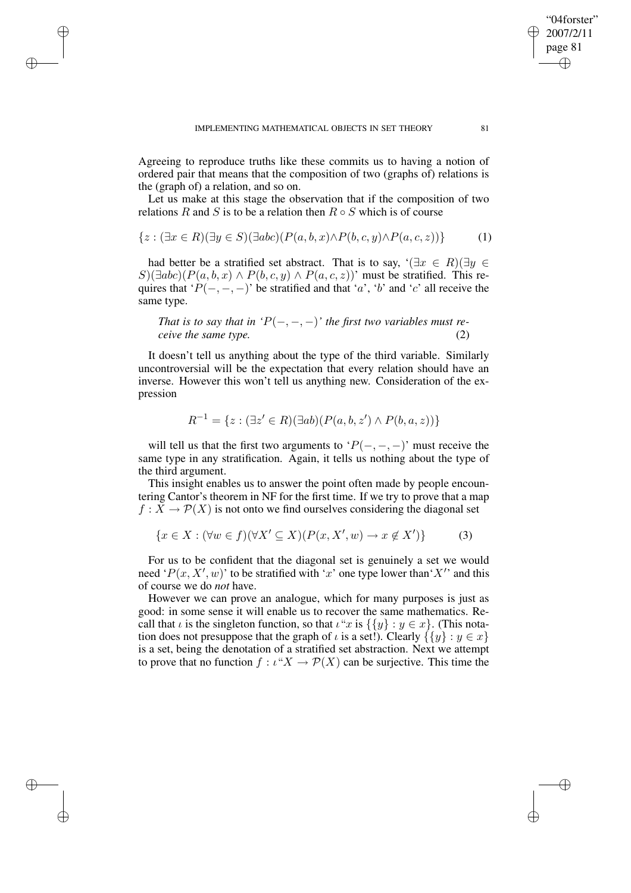Agreeing to reproduce truths like these commits us to having a notion of ordered pair that means that the composition of two (graphs of) relations is the (graph of) a relation, and so on.

Let us make at this stage the observation that if the composition of two relations $R$ and $S$ is to be a relation then $R \circ S$ which is of course

$$\{z : (\exists x \in R)(\exists y \in S)(\exists abc)(P(a,b,x) \wedge P(b,c,y) \wedge P(a,c,z))\} \tag{1}$$

had better be a stratified set abstract. That is to say, '$(\exists x \in R)(\exists y \in S)(\exists abc)(P(a,b,x) \wedge P(b,c,y) \wedge P(a,c,z))$' must be stratified. This requires that '$P(-,-,-)$' be stratified and that '$a$', '$b$' and '$c$' all receive the same type.

> *That is to say that in '$P(-,-,-)$' the first two variables must receive the same type.* (2)

It doesn't tell us anything about the type of the third variable. Similarly uncontroversial will be the expectation that every relation should have an inverse. However this won't tell us anything new. Consideration of the expression

$$R^{-1} = \{z : (\exists z' \in R)(\exists ab)(P(a,b,z') \wedge P(b,a,z))\}$$

will tell us that the first two arguments to '$P(-,-,-)$' must receive the same type in any stratification. Again, it tells us nothing about the type of the third argument.

This insight enables us to answer the point often made by people encountering Cantor's theorem in NF for the first time. If we try to prove that a map $f : X \to \mathcal{P}(X)$ is not onto we find ourselves considering the diagonal set

$$\{x \in X : (\forall w \in f)(\forall X' \subseteq X)(P(x, X', w) \to x \notin X')\} \tag{3}$$

For us to be confident that the diagonal set is genuinely a set we would need '$P(x, X', w)$' to be stratified with '$x$' one type lower than '$X'$' and this of course we do *not* have.

However we can prove an analogue, which for many purposes is just as good: in some sense it will enable us to recover the same mathematics. Recall that $\iota$ is the singleton function, so that $\iota``x$ is $\{\{y\} : y \in x\}$. (This notation does not presuppose that the graph of $\iota$ is a set!). Clearly $\{\{y\} : y \in x\}$ is a set, being the denotation of a stratified set abstraction. Next we attempt to prove that no function $f : \iota``X \to \mathcal{P}(X)$ can be surjective. This time the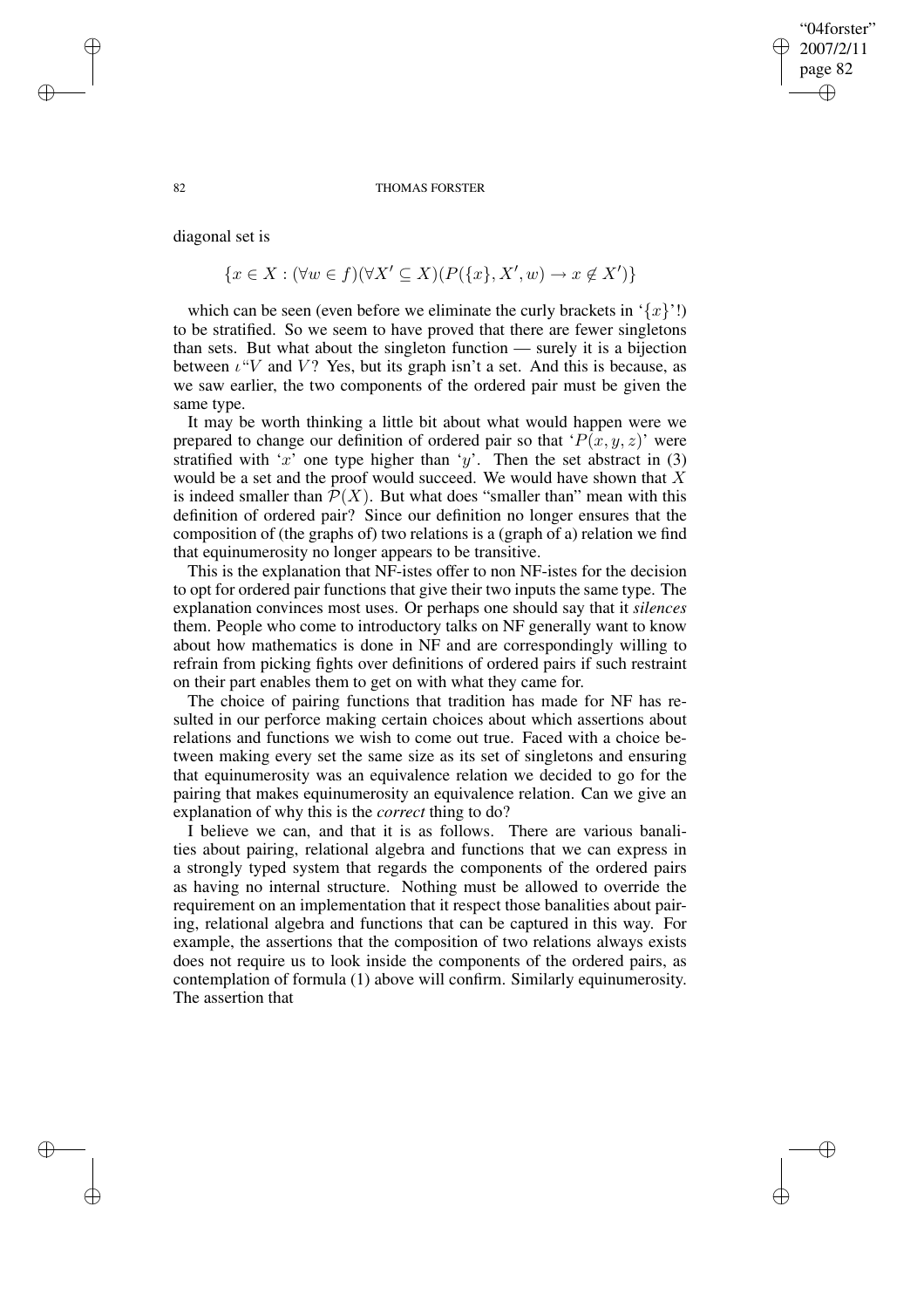diagonal set is

$$\{x \in X : (\forall w \in f)(\forall X' \subseteq X)(P(\{x\}, X', w) \rightarrow x \notin X')\}$$

which can be seen (even before we eliminate the curly brackets in '$\{x\}$'!) to be stratified. So we seem to have proved that there are fewer singletons than sets. But what about the singleton function — surely it is a bijection between $\iota$"$V$ and $V$? Yes, but its graph isn't a set. And this is because, as we saw earlier, the two components of the ordered pair must be given the same type.

It may be worth thinking a little bit about what would happen were we prepared to change our definition of ordered pair so that '$P(x, y, z)$' were stratified with '$x$' one type higher than '$y$'. Then the set abstract in (3) would be a set and the proof would succeed. We would have shown that $X$ is indeed smaller than $\mathcal{P}(X)$. But what does "smaller than" mean with this definition of ordered pair? Since our definition no longer ensures that the composition of (the graphs of) two relations is a (graph of a) relation we find that equinumerosity no longer appears to be transitive.

This is the explanation that NF-istes offer to non NF-istes for the decision to opt for ordered pair functions that give their two inputs the same type. The explanation convinces most uses. Or perhaps one should say that it *silences* them. People who come to introductory talks on NF generally want to know about how mathematics is done in NF and are correspondingly willing to refrain from picking fights over definitions of ordered pairs if such restraint on their part enables them to get on with what they came for.

The choice of pairing functions that tradition has made for NF has resulted in our perforce making certain choices about which assertions about relations and functions we wish to come out true. Faced with a choice between making every set the same size as its set of singletons and ensuring that equinumerosity was an equivalence relation we decided to go for the pairing that makes equinumerosity an equivalence relation. Can we give an explanation of why this is the *correct* thing to do?

I believe we can, and that it is as follows. There are various banalities about pairing, relational algebra and functions that we can express in a strongly typed system that regards the components of the ordered pairs as having no internal structure. Nothing must be allowed to override the requirement on an implementation that it respect those banalities about pairing, relational algebra and functions that can be captured in this way. For example, the assertions that the composition of two relations always exists does not require us to look inside the components of the ordered pairs, as contemplation of formula (1) above will confirm. Similarly equinumerosity. The assertion that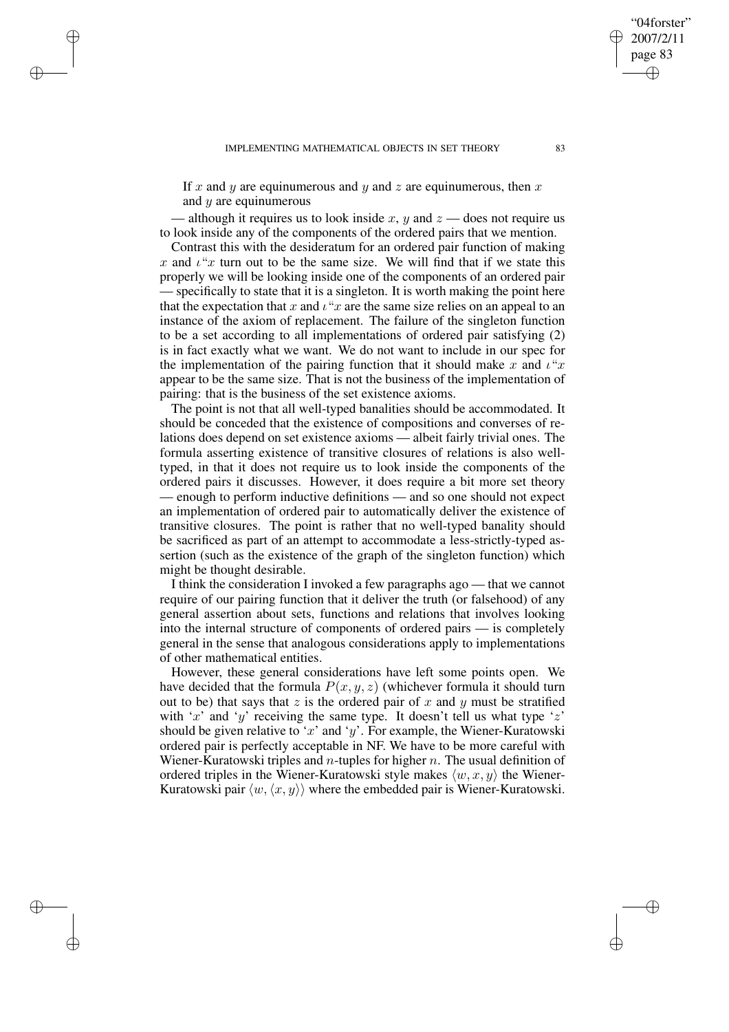If $x$ and $y$ are equinumerous and $y$ and $z$ are equinumerous, then $x$ and $y$ are equinumerous

— although it requires us to look inside $x$, $y$ and $z$ — does not require us to look inside any of the components of the ordered pairs that we mention.

Contrast this with the desideratum for an ordered pair function of making $x$ and $\iota``x$ turn out to be the same size. We will find that if we state this properly we will be looking inside one of the components of an ordered pair — specifically to state that it is a singleton. It is worth making the point here that the expectation that $x$ and $\iota``x$ are the same size relies on an appeal to an instance of the axiom of replacement. The failure of the singleton function to be a set according to all implementations of ordered pair satisfying (2) is in fact exactly what we want. We do not want to include in our spec for the implementation of the pairing function that it should make $x$ and $\iota``x$ appear to be the same size. That is not the business of the implementation of pairing: that is the business of the set existence axioms.

The point is not that all well-typed banalities should be accommodated. It should be conceded that the existence of compositions and converses of relations does depend on set existence axioms — albeit fairly trivial ones. The formula asserting existence of transitive closures of relations is also well-typed, in that it does not require us to look inside the components of the ordered pairs it discusses. However, it does require a bit more set theory — enough to perform inductive definitions — and so one should not expect an implementation of ordered pair to automatically deliver the existence of transitive closures. The point is rather that no well-typed banality should be sacrificed as part of an attempt to accommodate a less-strictly-typed assertion (such as the existence of the graph of the singleton function) which might be thought desirable.

I think the consideration I invoked a few paragraphs ago — that we cannot require of our pairing function that it deliver the truth (or falsehood) of any general assertion about sets, functions and relations that involves looking into the internal structure of components of ordered pairs — is completely general in the sense that analogous considerations apply to implementations of other mathematical entities.

However, these general considerations have left some points open. We have decided that the formula $P(x, y, z)$ (whichever formula it should turn out to be) that says that $z$ is the ordered pair of $x$ and $y$ must be stratified with '$x$' and '$y$' receiving the same type. It doesn't tell us what type '$z$' should be given relative to '$x$' and '$y$'. For example, the Wiener-Kuratowski ordered pair is perfectly acceptable in NF. We have to be more careful with Wiener-Kuratowski triples and $n$-tuples for higher $n$. The usual definition of ordered triples in the Wiener-Kuratowski style makes $\langle w, x, y\rangle$ the Wiener-Kuratowski pair $\langle w, \langle x, y\rangle\rangle$ where the embedded pair is Wiener-Kuratowski.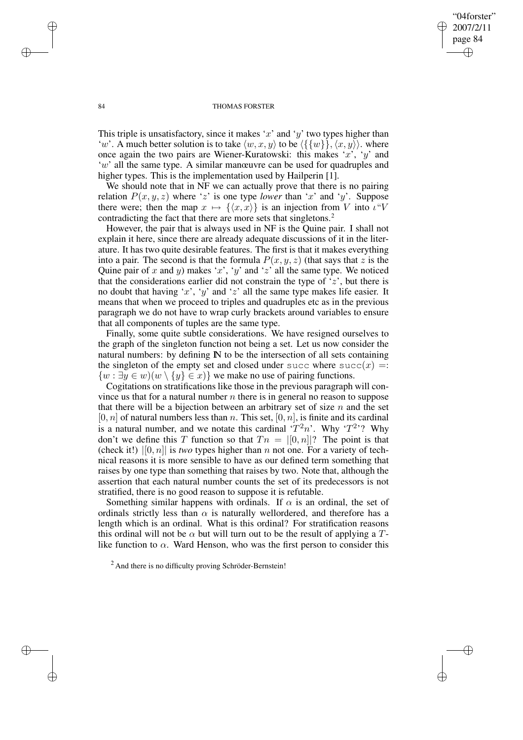This triple is unsatisfactory, since it makes '$x$' and '$y$' two types higher than '$w$'. A much better solution is to take $\langle w, x, y\rangle$ to be $\langle\{\{w\}\}, \langle x, y\rangle\rangle$. where once again the two pairs are Wiener-Kuratowski: this makes '$x$', '$y$' and '$w$' all the same type. A similar manœuvre can be used for quadruples and higher types. This is the implementation used by Hailperin [1].

We should note that in NF we can actually prove that there is no pairing relation $P(x, y, z)$ where '$z$' is one type *lower* than '$x$' and '$y$'. Suppose there were; then the map $x \mapsto \{\langle x, x\rangle\}$ is an injection from $V$ into $\iota``V$ contradicting the fact that there are more sets that singletons.[2]

However, the pair that is always used in NF is the Quine pair. I shall not explain it here, since there are already adequate discussions of it in the literature. It has two quite desirable features. The first is that it makes everything into a pair. The second is that the formula $P(x, y, z)$ (that says that $z$ is the Quine pair of $x$ and $y$) makes '$x$', '$y$' and '$z$' all the same type. We noticed that the considerations earlier did not constrain the type of '$z$', but there is no doubt that having '$x$', '$y$' and '$z$' all the same type makes life easier. It means that when we proceed to triples and quadruples etc as in the previous paragraph we do not have to wrap curly brackets around variables to ensure that all components of tuples are the same type.

Finally, some quite subtle considerations. We have resigned ourselves to the graph of the singleton function not being a set. Let us now consider the natural numbers: by defining $\mathbb{N}$ to be the intersection of all sets containing the singleton of the empty set and closed under succ where $\mathrm{succ}(x) =: \{w : \exists y \in w)(w \setminus \{y\} \in x)\}$ we make no use of pairing functions.

Cogitations on stratifications like those in the previous paragraph will convince us that for a natural number $n$ there is in general no reason to suppose that there will be a bijection between an arbitrary set of size $n$ and the set $[0, n]$ of natural numbers less than $n$. This set, $[0, n]$, is finite and its cardinal is a natural number, and we notate this cardinal '$T^2 n$'. Why '$T^2$'? Why don't we define this $T$ function so that $Tn = |[0, n]|$? The point is that (check it!) $|[0, n]|$ is *two* types higher than $n$ not one. For a variety of technical reasons it is more sensible to have as our defined term something that raises by one type than something that raises by two. Note that, although the assertion that each natural number counts the set of its predecessors is not stratified, there is no good reason to suppose it is refutable.

Something similar happens with ordinals. If $\alpha$ is an ordinal, the set of ordinals strictly less than $\alpha$ is naturally wellordered, and therefore has a length which is an ordinal. What is this ordinal? For stratification reasons this ordinal will not be $\alpha$ but will turn out to be the result of applying a $T$-like function to $\alpha$. Ward Henson, who was the first person to consider this

[2] And there is no difficulty proving Schröder-Bernstein!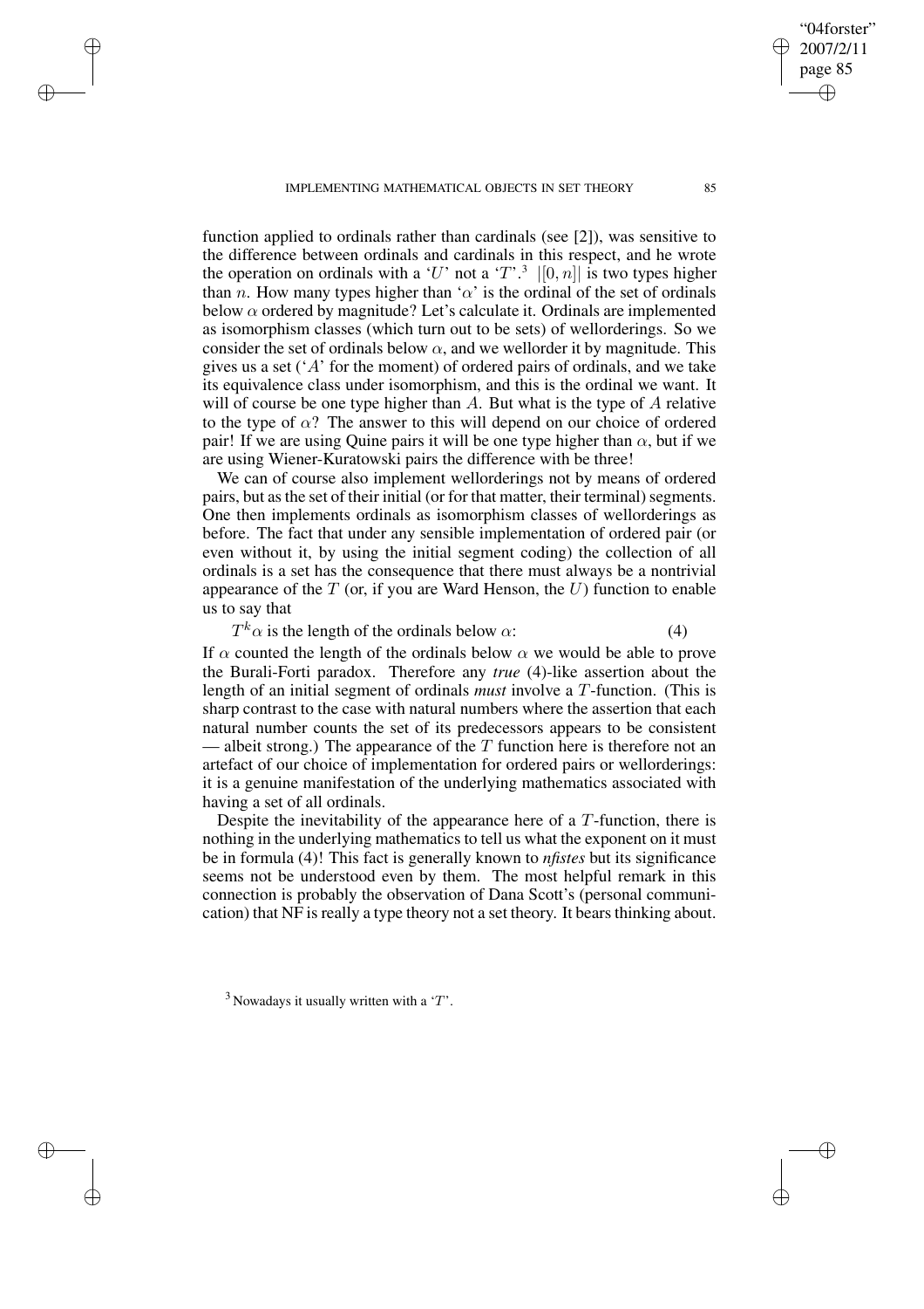function applied to ordinals rather than cardinals (see [2]), was sensitive to the difference between ordinals and cardinals in this respect, and he wrote the operation on ordinals with a '$U$' not a '$T$'.[3] $|[0, n]|$ is two types higher than $n$. How many types higher than '$\alpha$' is the ordinal of the set of ordinals below $\alpha$ ordered by magnitude? Let's calculate it. Ordinals are implemented as isomorphism classes (which turn out to be sets) of wellorderings. So we consider the set of ordinals below $\alpha$, and we wellorder it by magnitude. This gives us a set ('$A$' for the moment) of ordered pairs of ordinals, and we take its equivalence class under isomorphism, and this is the ordinal we want. It will of course be one type higher than $A$. But what is the type of $A$ relative to the type of $\alpha$? The answer to this will depend on our choice of ordered pair! If we are using Quine pairs it will be one type higher than $\alpha$, but if we are using Wiener-Kuratowski pairs the difference with be three!

We can of course also implement wellorderings not by means of ordered pairs, but as the set of their initial (or for that matter, their terminal) segments. One then implements ordinals as isomorphism classes of wellorderings as before. The fact that under any sensible implementation of ordered pair (or even without it, by using the initial segment coding) the collection of all ordinals is a set has the consequence that there must always be a nontrivial appearance of the $T$ (or, if you are Ward Henson, the $U$) function to enable us to say that

$$T^k\alpha \text{ is the length of the ordinals below } \alpha: \qquad (4)$$

If $\alpha$ counted the length of the ordinals below $\alpha$ we would be able to prove the Burali-Forti paradox. Therefore any *true* (4)-like assertion about the length of an initial segment of ordinals *must* involve a $T$-function. (This is sharp contrast to the case with natural numbers where the assertion that each natural number counts the set of its predecessors appears to be consistent — albeit strong.) The appearance of the $T$ function here is therefore not an artefact of our choice of implementation for ordered pairs or wellorderings: it is a genuine manifestation of the underlying mathematics associated with having a set of all ordinals.

Despite the inevitability of the appearance here of a $T$-function, there is nothing in the underlying mathematics to tell us what the exponent on it must be in formula (4)! This fact is generally known to *nfistes* but its significance seems not be understood even by them. The most helpful remark in this connection is probably the observation of Dana Scott's (personal communication) that NF is really a type theory not a set theory. It bears thinking about.

[3] Nowadays it usually written with a '$T$'.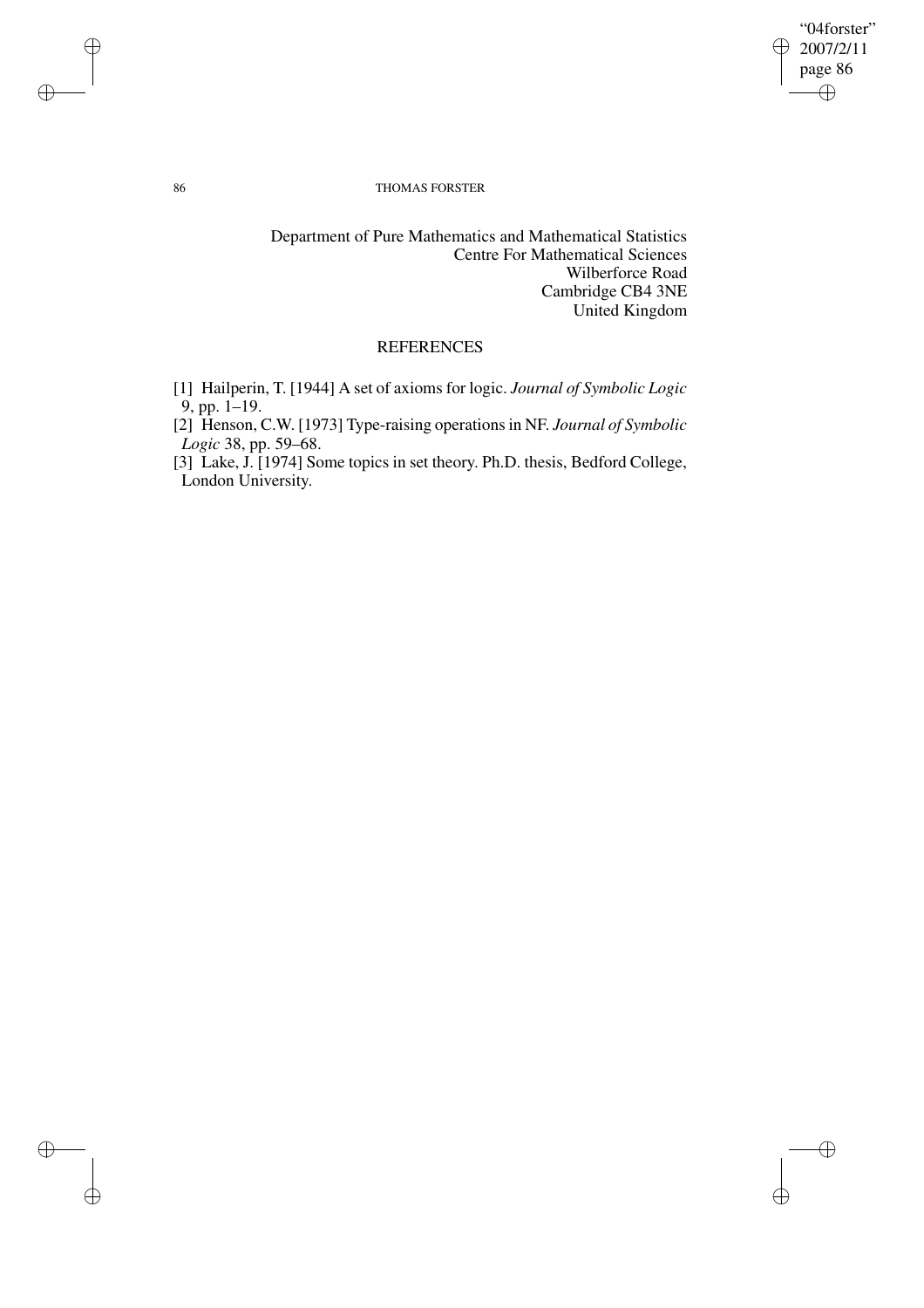Department of Pure Mathematics and Mathematical Statistics
Centre For Mathematical Sciences
Wilberforce Road
Cambridge CB4 3NE
United Kingdom

## REFERENCES

[1] Hailperin, T. [1944] A set of axioms for logic. *Journal of Symbolic Logic* 9, pp. 1–19.

[2] Henson, C.W. [1973] Type-raising operations in NF. *Journal of Symbolic Logic* 38, pp. 59–68.

[3] Lake, J. [1974] Some topics in set theory. Ph.D. thesis, Bedford College, London University.